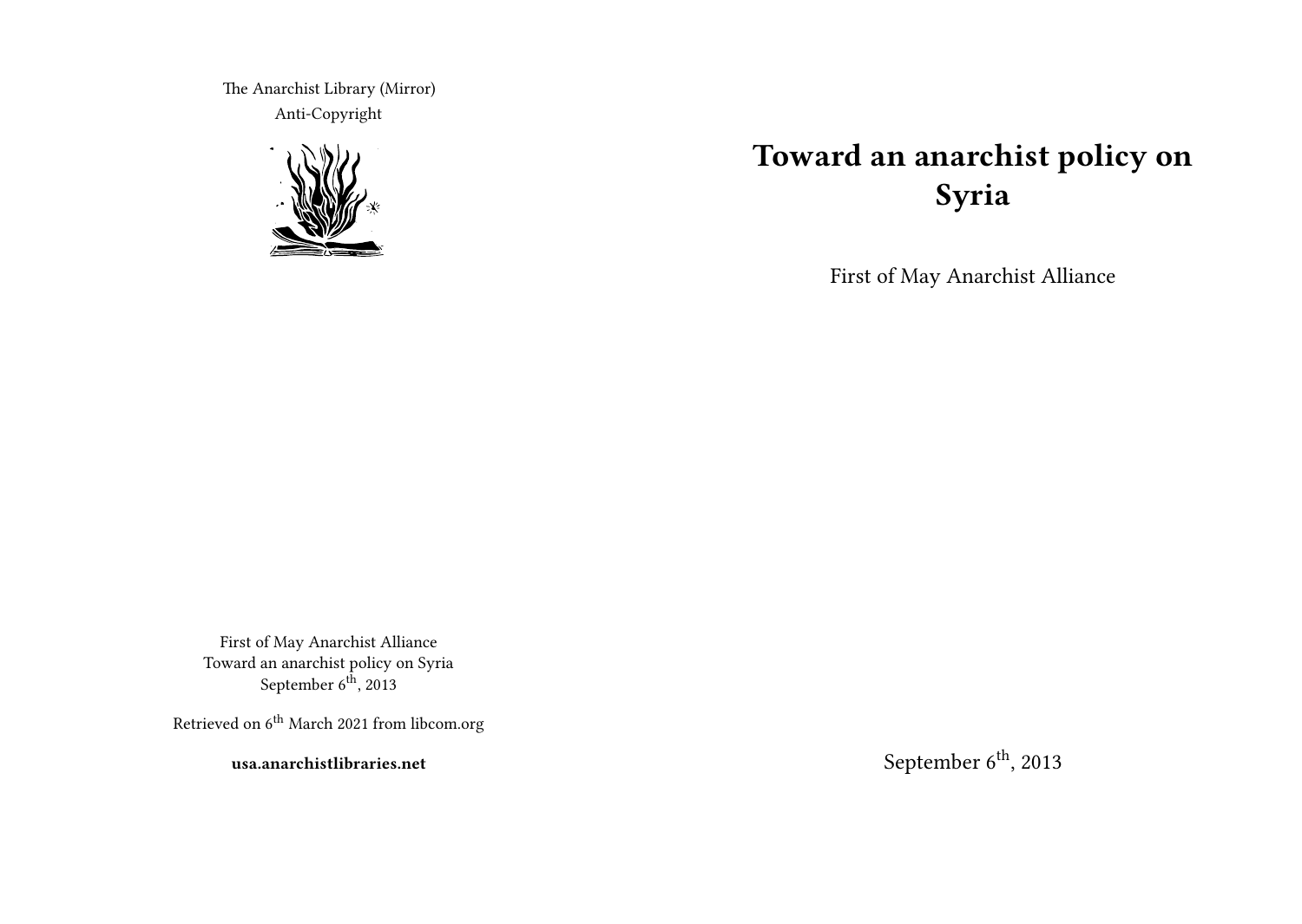# Toward an anarchist policy on Syria

First of May Anarchist Alliance

September 6th, 2013

The Anarchist Library (Mirror)
Anti-Copyright

First of May Anarchist Alliance
Toward an anarchist policy on Syria
September 6th, 2013

Retrieved on 6th March 2021 from libcom.org

**usa.anarchistlibraries.net**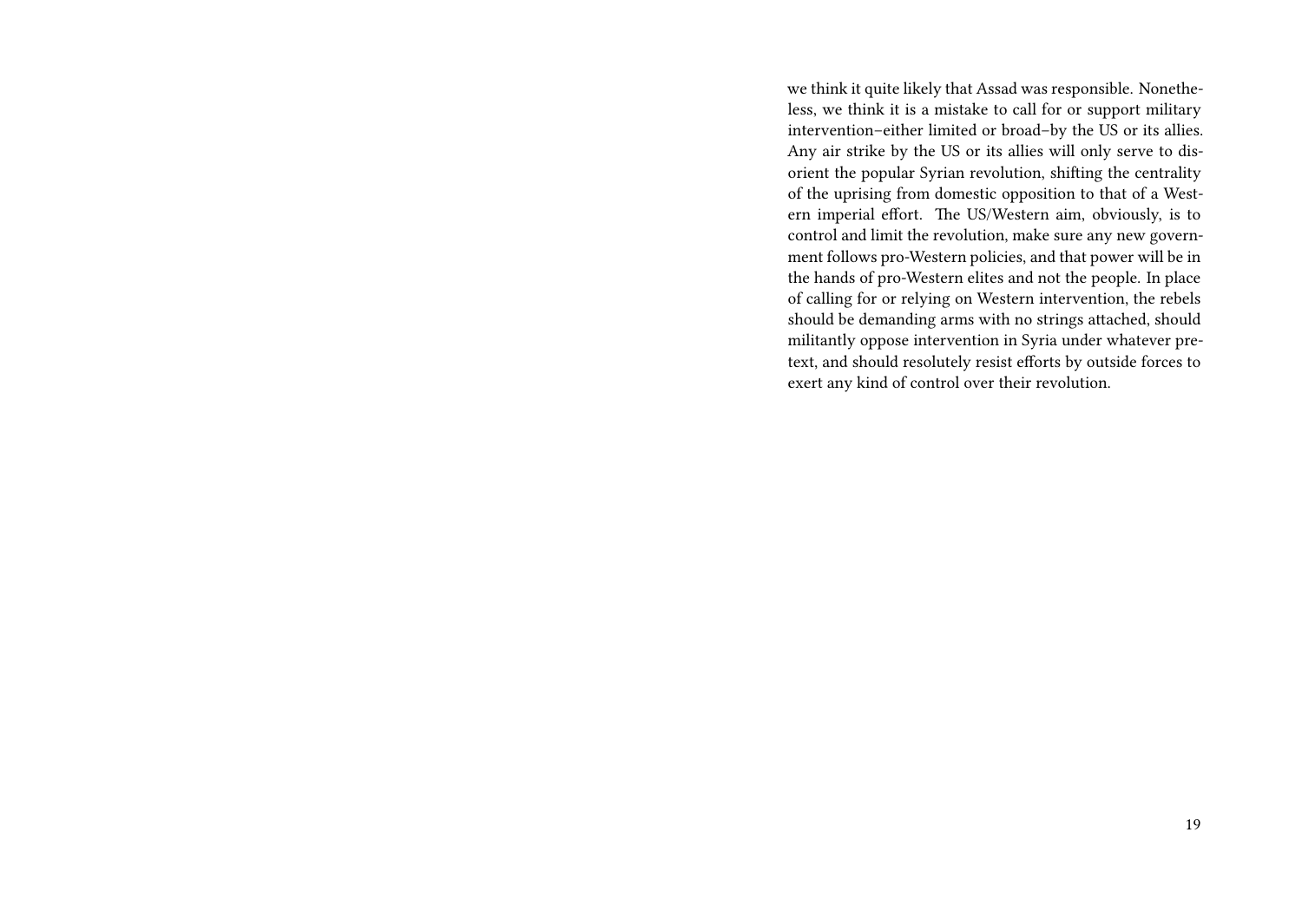we think it quite likely that Assad was responsible. Nonetheless, we think it is a mistake to call for or support military intervention–either limited or broad–by the US or its allies. Any air strike by the US or its allies will only serve to disorient the popular Syrian revolution, shifting the centrality of the uprising from domestic opposition to that of a Western imperial effort. The US/Western aim, obviously, is to control and limit the revolution, make sure any new government follows pro-Western policies, and that power will be in the hands of pro-Western elites and not the people. In place of calling for or relying on Western intervention, the rebels should be demanding arms with no strings attached, should militantly oppose intervention in Syria under whatever pretext, and should resolutely resist efforts by outside forces to exert any kind of control over their revolution.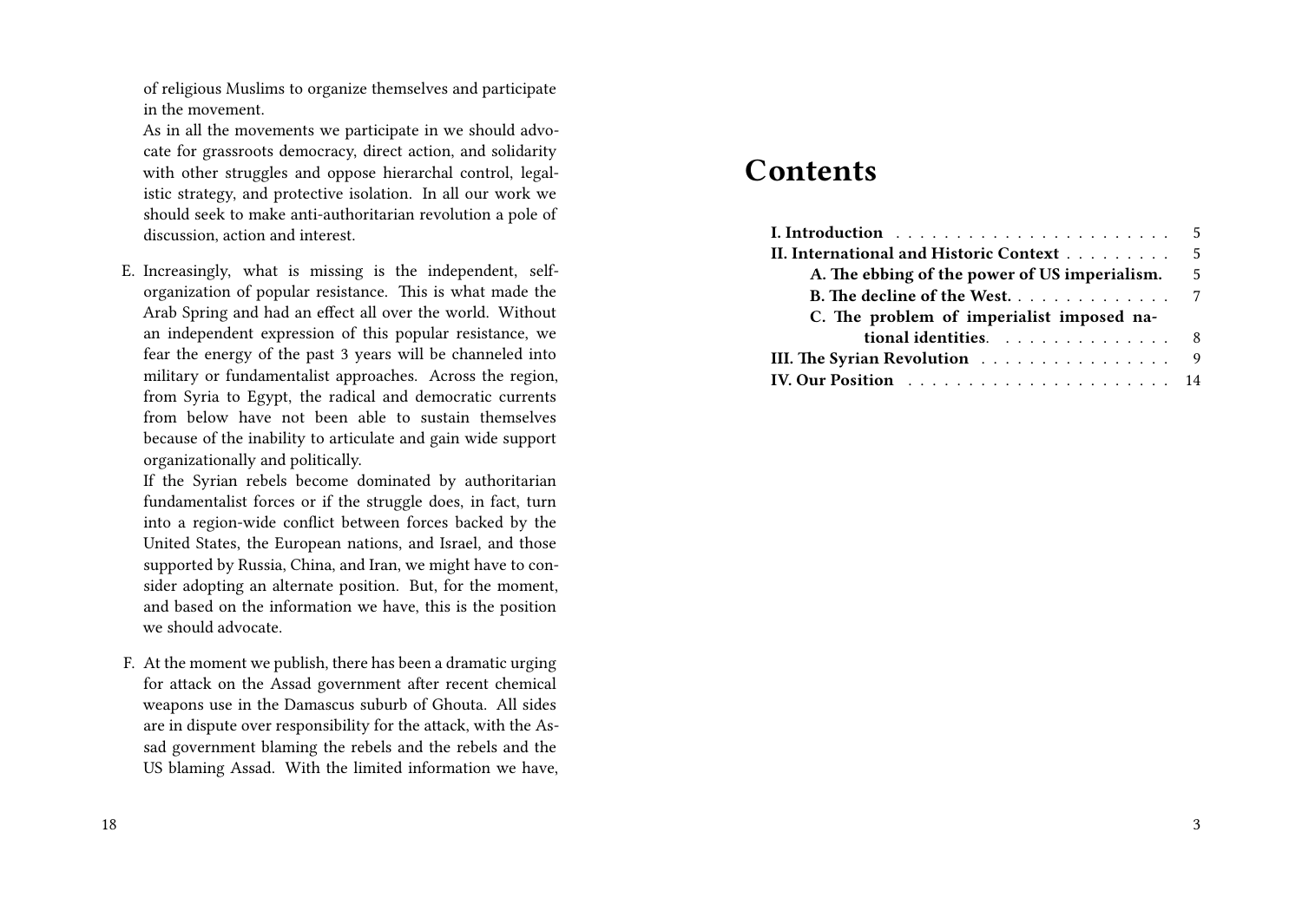of religious Muslims to organize themselves and participate in the movement.

As in all the movements we participate in we should advocate for grassroots democracy, direct action, and solidarity with other struggles and oppose hierarchal control, legalistic strategy, and protective isolation. In all our work we should seek to make anti-authoritarian revolution a pole of discussion, action and interest.

E. Increasingly, what is missing is the independent, self-organization of popular resistance. This is what made the Arab Spring and had an effect all over the world. Without an independent expression of this popular resistance, we fear the energy of the past 3 years will be channeled into military or fundamentalist approaches. Across the region, from Syria to Egypt, the radical and democratic currents from below have not been able to sustain themselves because of the inability to articulate and gain wide support organizationally and politically.

   If the Syrian rebels become dominated by authoritarian fundamentalist forces or if the struggle does, in fact, turn into a region-wide conflict between forces backed by the United States, the European nations, and Israel, and those supported by Russia, China, and Iran, we might have to consider adopting an alternate position. But, for the moment, and based on the information we have, this is the position we should advocate.

F. At the moment we publish, there has been a dramatic urging for attack on the Assad government after recent chemical weapons use in the Damascus suburb of Ghouta. All sides are in dispute over responsibility for the attack, with the Assad government blaming the rebels and the rebels and the US blaming Assad. With the limited information we have,

# Contents

- **I. Introduction** .... 5
- **II. International and Historic Context** .... 5
  - **A. The ebbing of the power of US imperialism.** .... 5
  - **B. The decline of the West.** .... 7
  - **C. The problem of imperialist imposed national identities.** .... 8
- **III. The Syrian Revolution** .... 9
- **IV. Our Position** .... 14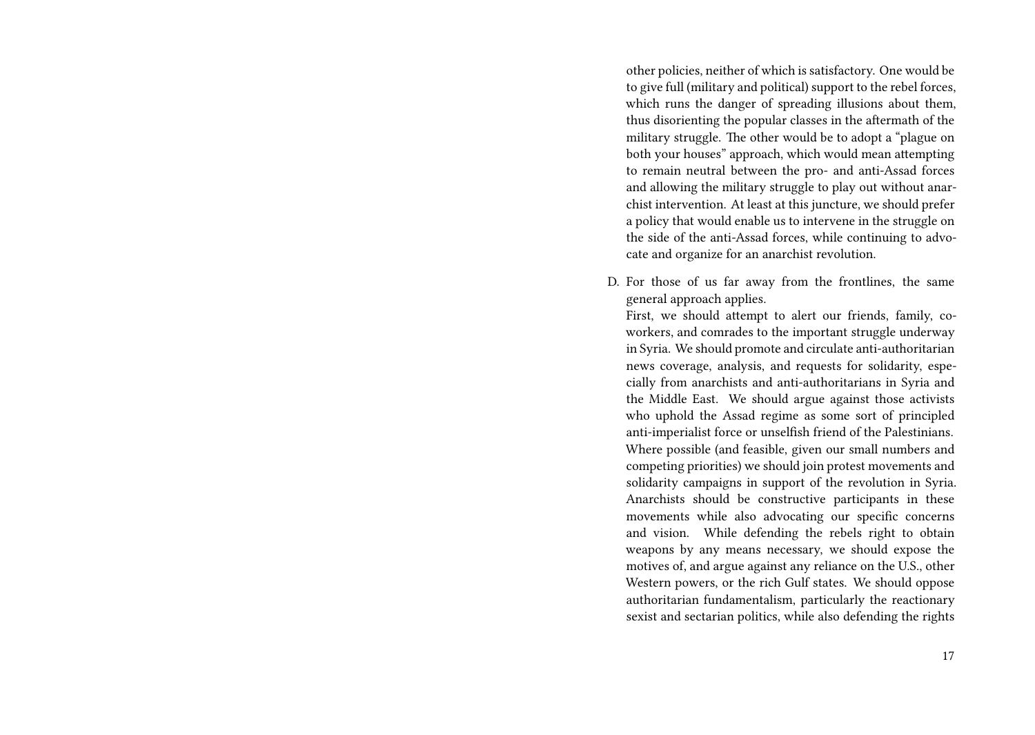other policies, neither of which is satisfactory. One would be to give full (military and political) support to the rebel forces, which runs the danger of spreading illusions about them, thus disorienting the popular classes in the aftermath of the military struggle. The other would be to adopt a "plague on both your houses" approach, which would mean attempting to remain neutral between the pro- and anti-Assad forces and allowing the military struggle to play out without anarchist intervention. At least at this juncture, we should prefer a policy that would enable us to intervene in the struggle on the side of the anti-Assad forces, while continuing to advocate and organize for an anarchist revolution.

D. For those of us far away from the frontlines, the same general approach applies.
   First, we should attempt to alert our friends, family, co-workers, and comrades to the important struggle underway in Syria. We should promote and circulate anti-authoritarian news coverage, analysis, and requests for solidarity, especially from anarchists and anti-authoritarians in Syria and the Middle East. We should argue against those activists who uphold the Assad regime as some sort of principled anti-imperialist force or unselfish friend of the Palestinians. Where possible (and feasible, given our small numbers and competing priorities) we should join protest movements and solidarity campaigns in support of the revolution in Syria. Anarchists should be constructive participants in these movements while also advocating our specific concerns and vision. While defending the rebels right to obtain weapons by any means necessary, we should expose the motives of, and argue against any reliance on the U.S., other Western powers, or the rich Gulf states. We should oppose authoritarian fundamentalism, particularly the reactionary sexist and sectarian politics, while also defending the rights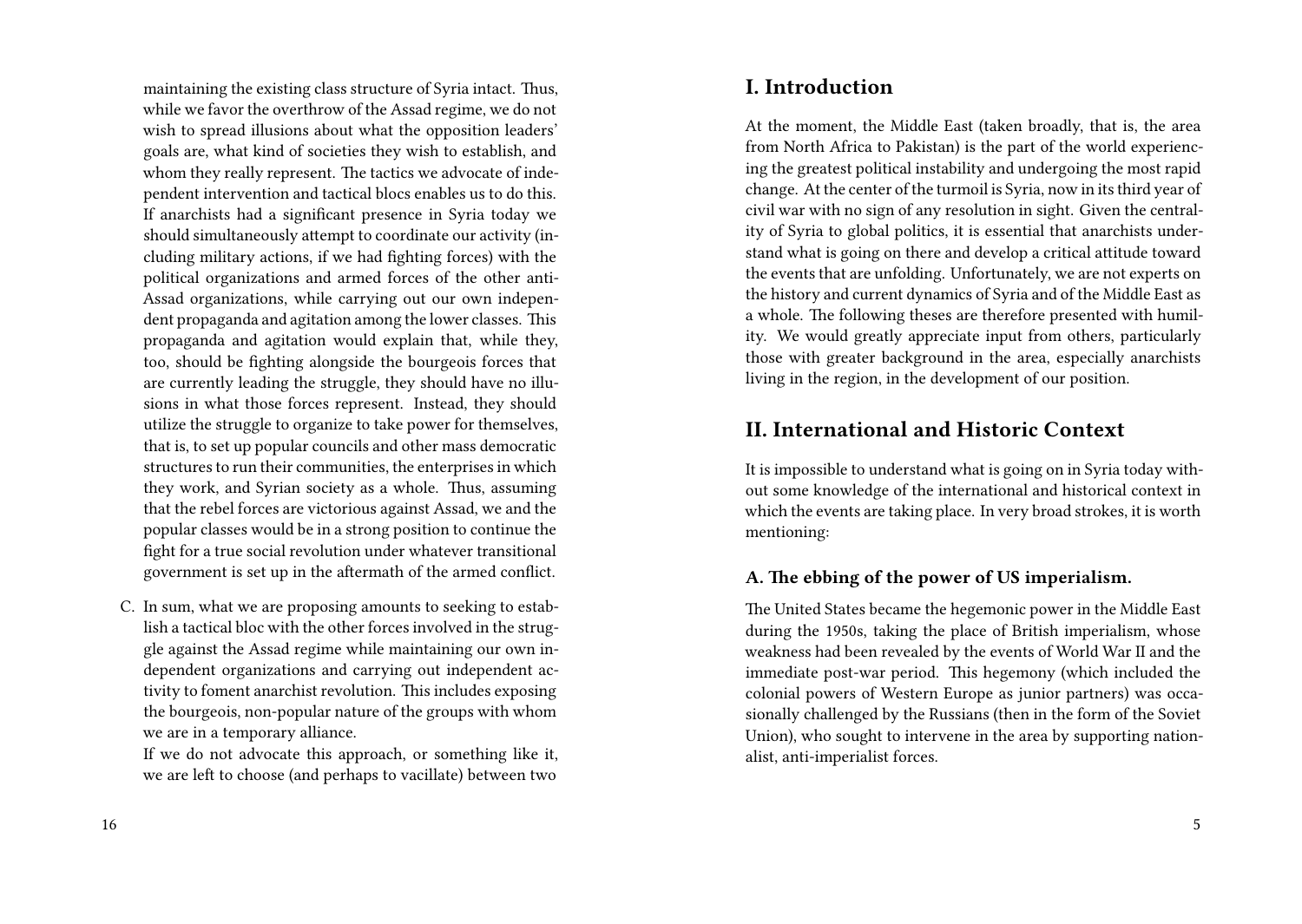maintaining the existing class structure of Syria intact. Thus, while we favor the overthrow of the Assad regime, we do not wish to spread illusions about what the opposition leaders' goals are, what kind of societies they wish to establish, and whom they really represent. The tactics we advocate of independent intervention and tactical blocs enables us to do this. If anarchists had a significant presence in Syria today we should simultaneously attempt to coordinate our activity (including military actions, if we had fighting forces) with the political organizations and armed forces of the other anti-Assad organizations, while carrying out our own independent propaganda and agitation among the lower classes. This propaganda and agitation would explain that, while they, too, should be fighting alongside the bourgeois forces that are currently leading the struggle, they should have no illusions in what those forces represent. Instead, they should utilize the struggle to organize to take power for themselves, that is, to set up popular councils and other mass democratic structures to run their communities, the enterprises in which they work, and Syrian society as a whole. Thus, assuming that the rebel forces are victorious against Assad, we and the popular classes would be in a strong position to continue the fight for a true social revolution under whatever transitional government is set up in the aftermath of the armed conflict.

C. In sum, what we are proposing amounts to seeking to establish a tactical bloc with the other forces involved in the struggle against the Assad regime while maintaining our own independent organizations and carrying out independent activity to foment anarchist revolution. This includes exposing the bourgeois, non-popular nature of the groups with whom we are in a temporary alliance.

   If we do not advocate this approach, or something like it, we are left to choose (and perhaps to vacillate) between two

## I. Introduction

At the moment, the Middle East (taken broadly, that is, the area from North Africa to Pakistan) is the part of the world experiencing the greatest political instability and undergoing the most rapid change. At the center of the turmoil is Syria, now in its third year of civil war with no sign of any resolution in sight. Given the centrality of Syria to global politics, it is essential that anarchists understand what is going on there and develop a critical attitude toward the events that are unfolding. Unfortunately, we are not experts on the history and current dynamics of Syria and of the Middle East as a whole. The following theses are therefore presented with humility. We would greatly appreciate input from others, particularly those with greater background in the area, especially anarchists living in the region, in the development of our position.

## II. International and Historic Context

It is impossible to understand what is going on in Syria today without some knowledge of the international and historical context in which the events are taking place. In very broad strokes, it is worth mentioning:

### A. The ebbing of the power of US imperialism.

The United States became the hegemonic power in the Middle East during the 1950s, taking the place of British imperialism, whose weakness had been revealed by the events of World War II and the immediate post-war period. This hegemony (which included the colonial powers of Western Europe as junior partners) was occasionally challenged by the Russians (then in the form of the Soviet Union), who sought to intervene in the area by supporting nationalist, anti-imperialist forces.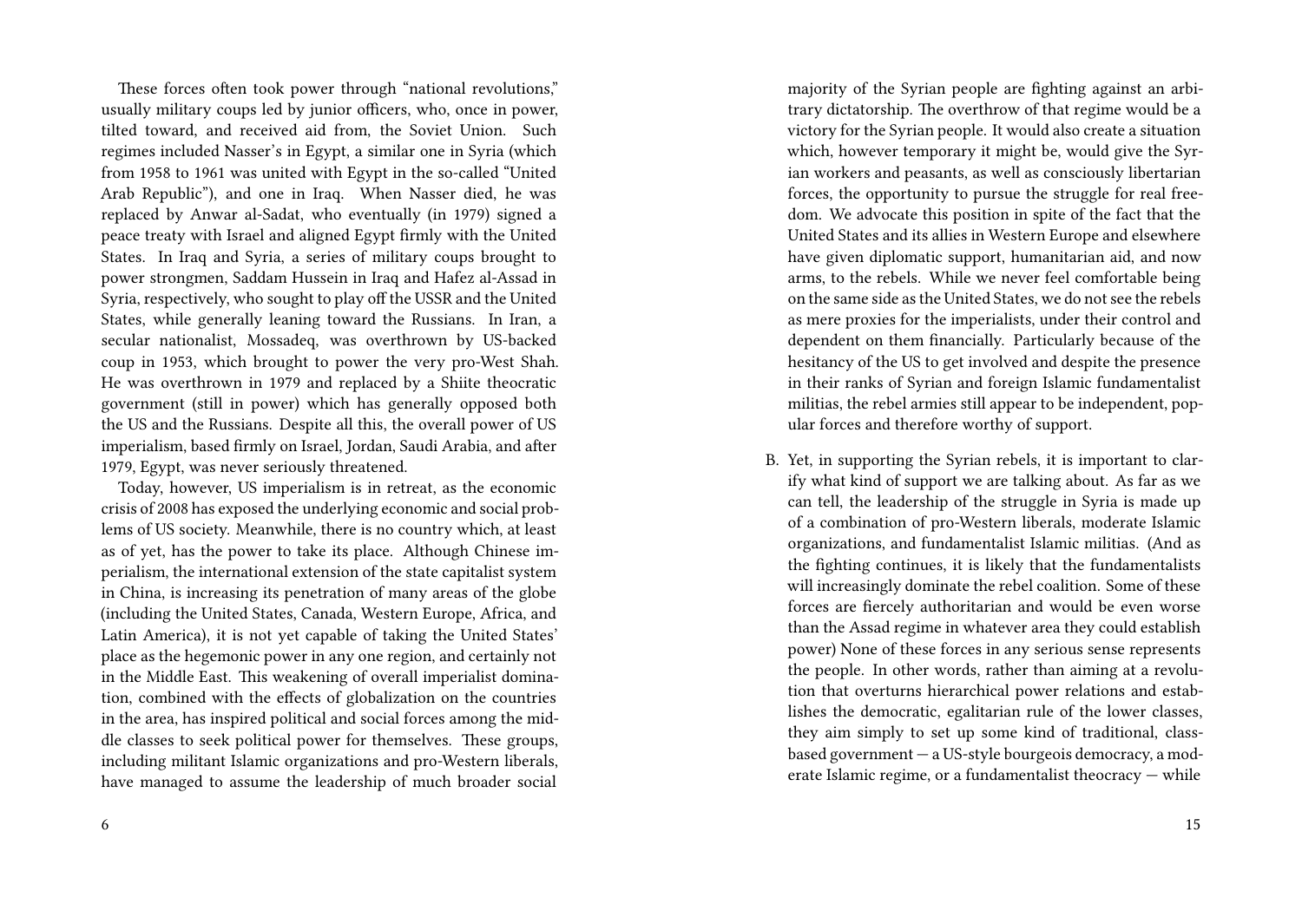These forces often took power through "national revolutions," usually military coups led by junior officers, who, once in power, tilted toward, and received aid from, the Soviet Union. Such regimes included Nasser's in Egypt, a similar one in Syria (which from 1958 to 1961 was united with Egypt in the so-called "United Arab Republic"), and one in Iraq. When Nasser died, he was replaced by Anwar al-Sadat, who eventually (in 1979) signed a peace treaty with Israel and aligned Egypt firmly with the United States. In Iraq and Syria, a series of military coups brought to power strongmen, Saddam Hussein in Iraq and Hafez al-Assad in Syria, respectively, who sought to play off the USSR and the United States, while generally leaning toward the Russians. In Iran, a secular nationalist, Mossadeq, was overthrown by US-backed coup in 1953, which brought to power the very pro-West Shah. He was overthrown in 1979 and replaced by a Shiite theocratic government (still in power) which has generally opposed both the US and the Russians. Despite all this, the overall power of US imperialism, based firmly on Israel, Jordan, Saudi Arabia, and after 1979, Egypt, was never seriously threatened.

Today, however, US imperialism is in retreat, as the economic crisis of 2008 has exposed the underlying economic and social problems of US society. Meanwhile, there is no country which, at least as of yet, has the power to take its place. Although Chinese imperialism, the international extension of the state capitalist system in China, is increasing its penetration of many areas of the globe (including the United States, Canada, Western Europe, Africa, and Latin America), it is not yet capable of taking the United States' place as the hegemonic power in any one region, and certainly not in the Middle East. This weakening of overall imperialist domination, combined with the effects of globalization on the countries in the area, has inspired political and social forces among the middle classes to seek political power for themselves. These groups, including militant Islamic organizations and pro-Western liberals, have managed to assume the leadership of much broader social

majority of the Syrian people are fighting against an arbitrary dictatorship. The overthrow of that regime would be a victory for the Syrian people. It would also create a situation which, however temporary it might be, would give the Syrian workers and peasants, as well as consciously libertarian forces, the opportunity to pursue the struggle for real freedom. We advocate this position in spite of the fact that the United States and its allies in Western Europe and elsewhere have given diplomatic support, humanitarian aid, and now arms, to the rebels. While we never feel comfortable being on the same side as the United States, we do not see the rebels as mere proxies for the imperialists, under their control and dependent on them financially. Particularly because of the hesitancy of the US to get involved and despite the presence in their ranks of Syrian and foreign Islamic fundamentalist militias, the rebel armies still appear to be independent, popular forces and therefore worthy of support.

B. Yet, in supporting the Syrian rebels, it is important to clarify what kind of support we are talking about. As far as we can tell, the leadership of the struggle in Syria is made up of a combination of pro-Western liberals, moderate Islamic organizations, and fundamentalist Islamic militias. (And as the fighting continues, it is likely that the fundamentalists will increasingly dominate the rebel coalition. Some of these forces are fiercely authoritarian and would be even worse than the Assad regime in whatever area they could establish power) None of these forces in any serious sense represents the people. In other words, rather than aiming at a revolution that overturns hierarchical power relations and establishes the democratic, egalitarian rule of the lower classes, they aim simply to set up some kind of traditional, class-based government — a US-style bourgeois democracy, a moderate Islamic regime, or a fundamentalist theocracy — while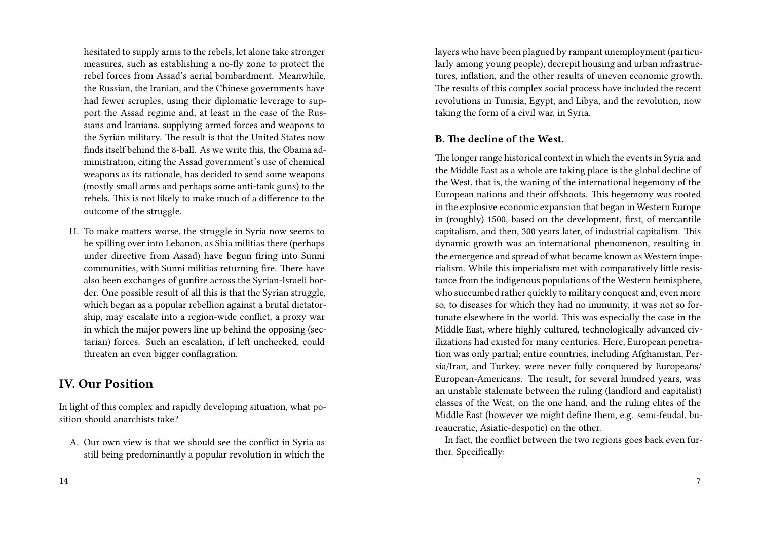hesitated to supply arms to the rebels, let alone take stronger measures, such as establishing a no-fly zone to protect the rebel forces from Assad's aerial bombardment. Meanwhile, the Russian, the Iranian, and the Chinese governments have had fewer scruples, using their diplomatic leverage to support the Assad regime and, at least in the case of the Russians and Iranians, supplying armed forces and weapons to the Syrian military. The result is that the United States now finds itself behind the 8-ball. As we write this, the Obama administration, citing the Assad government's use of chemical weapons as its rationale, has decided to send some weapons (mostly small arms and perhaps some anti-tank guns) to the rebels. This is not likely to make much of a difference to the outcome of the struggle.

H. To make matters worse, the struggle in Syria now seems to be spilling over into Lebanon, as Shia militias there (perhaps under directive from Assad) have begun firing into Sunni communities, with Sunni militias returning fire. There have also been exchanges of gunfire across the Syrian-Israeli border. One possible result of all this is that the Syrian struggle, which began as a popular rebellion against a brutal dictatorship, may escalate into a region-wide conflict, a proxy war in which the major powers line up behind the opposing (sectarian) forces. Such an escalation, if left unchecked, could threaten an even bigger conflagration.

## IV. Our Position

In light of this complex and rapidly developing situation, what position should anarchists take?

A. Our own view is that we should see the conflict in Syria as still being predominantly a popular revolution in which the

layers who have been plagued by rampant unemployment (particularly among young people), decrepit housing and urban infrastructures, inflation, and the other results of uneven economic growth. The results of this complex social process have included the recent revolutions in Tunisia, Egypt, and Libya, and the revolution, now taking the form of a civil war, in Syria.

### B. The decline of the West.

The longer range historical context in which the events in Syria and the Middle East as a whole are taking place is the global decline of the West, that is, the waning of the international hegemony of the European nations and their offshoots. This hegemony was rooted in the explosive economic expansion that began in Western Europe in (roughly) 1500, based on the development, first, of mercantile capitalism, and then, 300 years later, of industrial capitalism. This dynamic growth was an international phenomenon, resulting in the emergence and spread of what became known as Western imperialism. While this imperialism met with comparatively little resistance from the indigenous populations of the Western hemisphere, who succumbed rather quickly to military conquest and, even more so, to diseases for which they had no immunity, it was not so fortunate elsewhere in the world. This was especially the case in the Middle East, where highly cultured, technologically advanced civilizations had existed for many centuries. Here, European penetration was only partial; entire countries, including Afghanistan, Persia/Iran, and Turkey, were never fully conquered by Europeans/European-Americans. The result, for several hundred years, was an unstable stalemate between the ruling (landlord and capitalist) classes of the West, on the one hand, and the ruling elites of the Middle East (however we might define them, e.g. semi-feudal, bureaucratic, Asiatic-despotic) on the other.

In fact, the conflict between the two regions goes back even further. Specifically: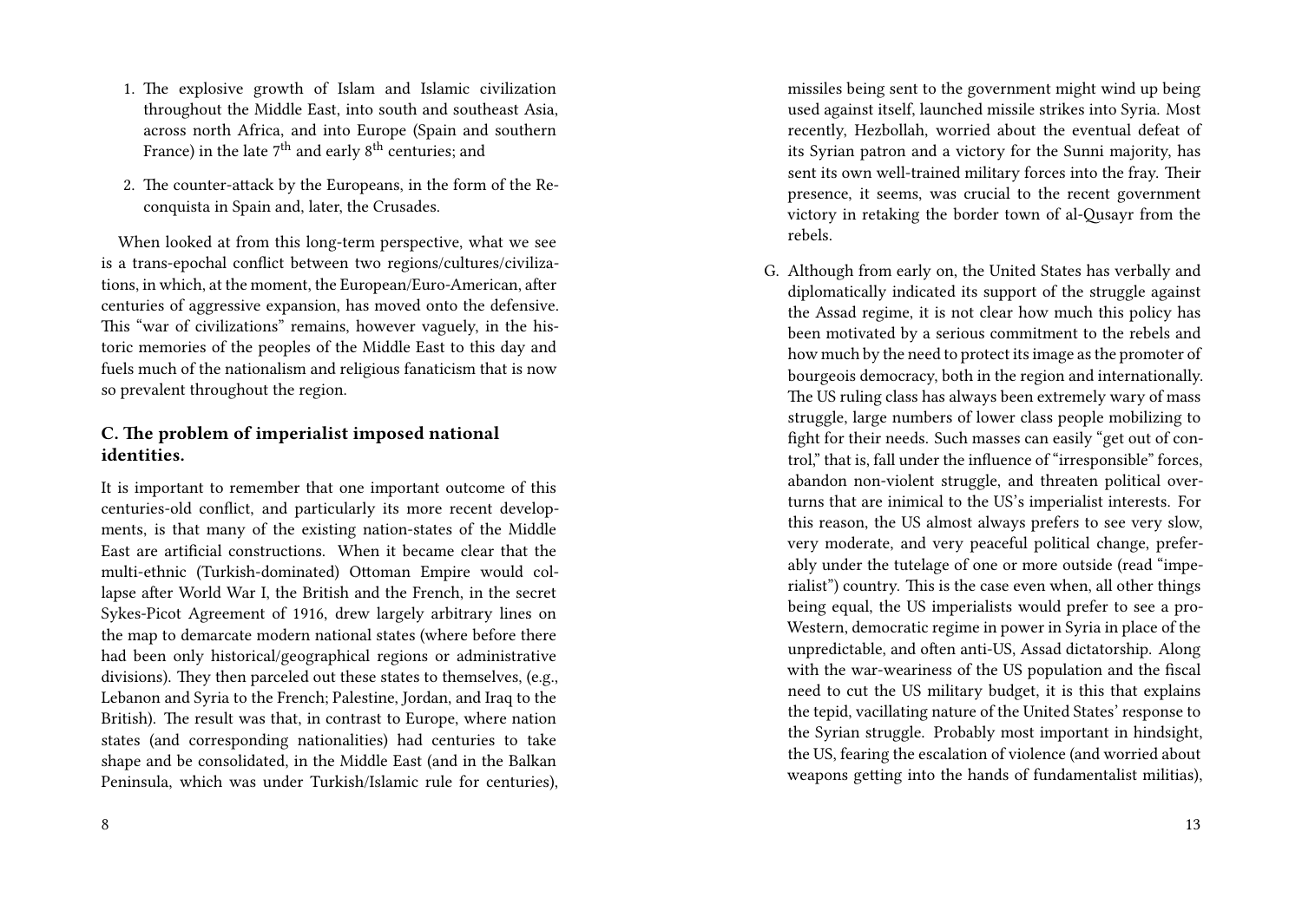1. The explosive growth of Islam and Islamic civilization throughout the Middle East, into south and southeast Asia, across north Africa, and into Europe (Spain and southern France) in the late $7^{th}$ and early $8^{th}$ centuries; and

2. The counter-attack by the Europeans, in the form of the Reconquista in Spain and, later, the Crusades.

When looked at from this long-term perspective, what we see is a trans-epochal conflict between two regions/cultures/civilizations, in which, at the moment, the European/Euro-American, after centuries of aggressive expansion, has moved onto the defensive. This "war of civilizations" remains, however vaguely, in the historic memories of the peoples of the Middle East to this day and fuels much of the nationalism and religious fanaticism that is now so prevalent throughout the region.

### C. The problem of imperialist imposed national identities.

It is important to remember that one important outcome of this centuries-old conflict, and particularly its more recent developments, is that many of the existing nation-states of the Middle East are artificial constructions. When it became clear that the multi-ethnic (Turkish-dominated) Ottoman Empire would collapse after World War I, the British and the French, in the secret Sykes-Picot Agreement of 1916, drew largely arbitrary lines on the map to demarcate modern national states (where before there had been only historical/geographical regions or administrative divisions). They then parceled out these states to themselves, (e.g., Lebanon and Syria to the French; Palestine, Jordan, and Iraq to the British). The result was that, in contrast to Europe, where nation states (and corresponding nationalities) had centuries to take shape and be consolidated, in the Middle East (and in the Balkan Peninsula, which was under Turkish/Islamic rule for centuries),

missiles being sent to the government might wind up being used against itself, launched missile strikes into Syria. Most recently, Hezbollah, worried about the eventual defeat of its Syrian patron and a victory for the Sunni majority, has sent its own well-trained military forces into the fray. Their presence, it seems, was crucial to the recent government victory in retaking the border town of al-Qusayr from the rebels.

G. Although from early on, the United States has verbally and diplomatically indicated its support of the struggle against the Assad regime, it is not clear how much this policy has been motivated by a serious commitment to the rebels and how much by the need to protect its image as the promoter of bourgeois democracy, both in the region and internationally. The US ruling class has always been extremely wary of mass struggle, large numbers of lower class people mobilizing to fight for their needs. Such masses can easily "get out of control," that is, fall under the influence of "irresponsible" forces, abandon non-violent struggle, and threaten political overturns that are inimical to the US's imperialist interests. For this reason, the US almost always prefers to see very slow, very moderate, and very peaceful political change, preferably under the tutelage of one or more outside (read "imperialist") country. This is the case even when, all other things being equal, the US imperialists would prefer to see a pro-Western, democratic regime in power in Syria in place of the unpredictable, and often anti-US, Assad dictatorship. Along with the war-weariness of the US population and the fiscal need to cut the US military budget, it is this that explains the tepid, vacillating nature of the United States' response to the Syrian struggle. Probably most important in hindsight, the US, fearing the escalation of violence (and worried about weapons getting into the hands of fundamentalist militias),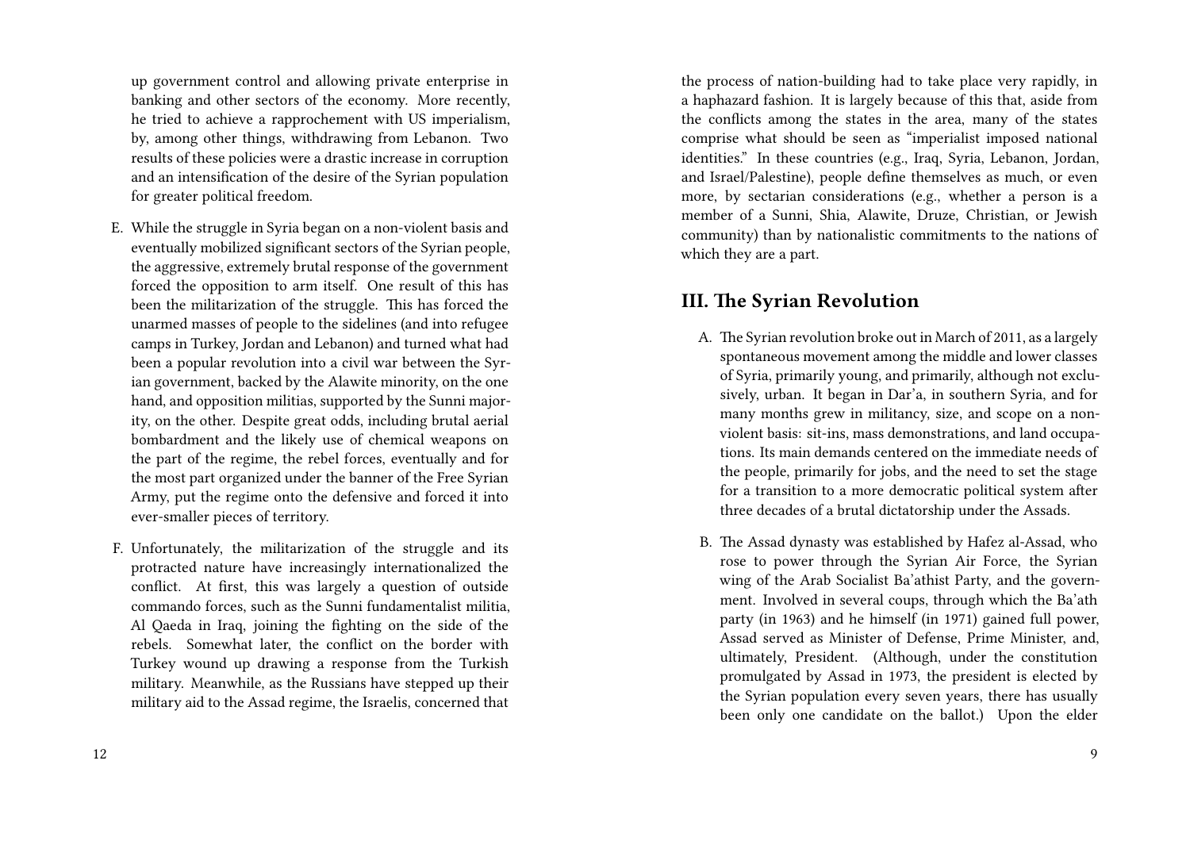up government control and allowing private enterprise in banking and other sectors of the economy. More recently, he tried to achieve a rapprochement with US imperialism, by, among other things, withdrawing from Lebanon. Two results of these policies were a drastic increase in corruption and an intensification of the desire of the Syrian population for greater political freedom.

E. While the struggle in Syria began on a non-violent basis and eventually mobilized significant sectors of the Syrian people, the aggressive, extremely brutal response of the government forced the opposition to arm itself. One result of this has been the militarization of the struggle. This has forced the unarmed masses of people to the sidelines (and into refugee camps in Turkey, Jordan and Lebanon) and turned what had been a popular revolution into a civil war between the Syrian government, backed by the Alawite minority, on the one hand, and opposition militias, supported by the Sunni majority, on the other. Despite great odds, including brutal aerial bombardment and the likely use of chemical weapons on the part of the regime, the rebel forces, eventually and for the most part organized under the banner of the Free Syrian Army, put the regime onto the defensive and forced it into ever-smaller pieces of territory.

F. Unfortunately, the militarization of the struggle and its protracted nature have increasingly internationalized the conflict. At first, this was largely a question of outside commando forces, such as the Sunni fundamentalist militia, Al Qaeda in Iraq, joining the fighting on the side of the rebels. Somewhat later, the conflict on the border with Turkey wound up drawing a response from the Turkish military. Meanwhile, as the Russians have stepped up their military aid to the Assad regime, the Israelis, concerned that

the process of nation-building had to take place very rapidly, in a haphazard fashion. It is largely because of this that, aside from the conflicts among the states in the area, many of the states comprise what should be seen as "imperialist imposed national identities." In these countries (e.g., Iraq, Syria, Lebanon, Jordan, and Israel/Palestine), people define themselves as much, or even more, by sectarian considerations (e.g., whether a person is a member of a Sunni, Shia, Alawite, Druze, Christian, or Jewish community) than by nationalistic commitments to the nations of which they are a part.

## III. The Syrian Revolution

A. The Syrian revolution broke out in March of 2011, as a largely spontaneous movement among the middle and lower classes of Syria, primarily young, and primarily, although not exclusively, urban. It began in Dar'a, in southern Syria, and for many months grew in militancy, size, and scope on a non-violent basis: sit-ins, mass demonstrations, and land occupations. Its main demands centered on the immediate needs of the people, primarily for jobs, and the need to set the stage for a transition to a more democratic political system after three decades of a brutal dictatorship under the Assads.

B. The Assad dynasty was established by Hafez al-Assad, who rose to power through the Syrian Air Force, the Syrian wing of the Arab Socialist Ba'athist Party, and the government. Involved in several coups, through which the Ba'ath party (in 1963) and he himself (in 1971) gained full power, Assad served as Minister of Defense, Prime Minister, and, ultimately, President. (Although, under the constitution promulgated by Assad in 1973, the president is elected by the Syrian population every seven years, there has usually been only one candidate on the ballot.) Upon the elder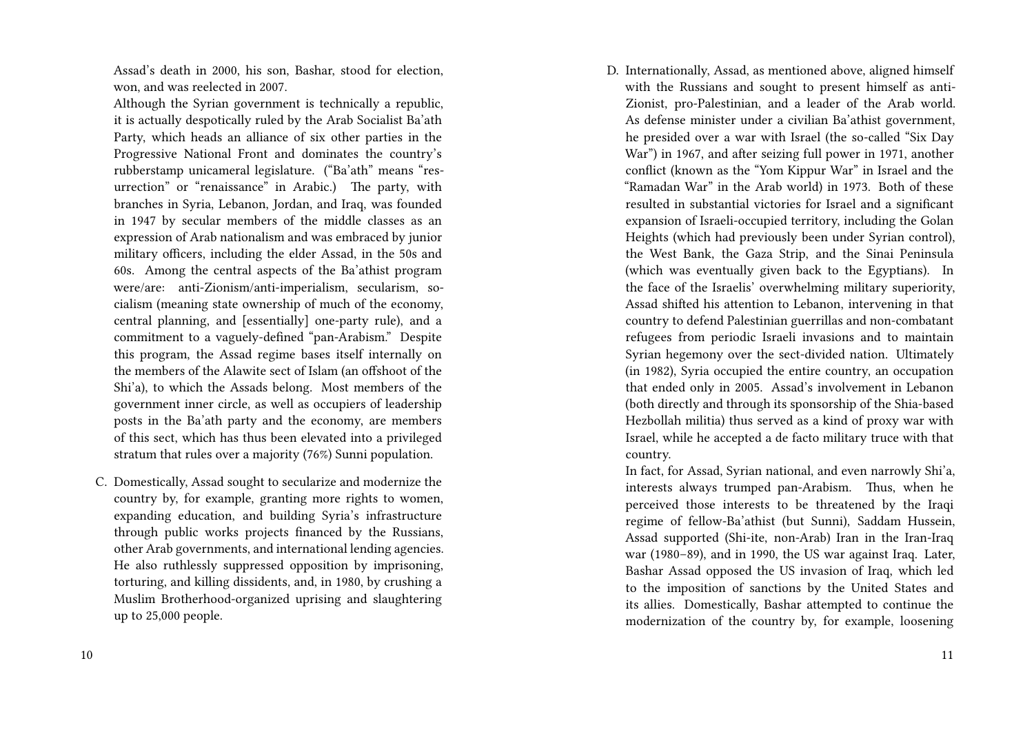Assad's death in 2000, his son, Bashar, stood for election, won, and was reelected in 2007.

Although the Syrian government is technically a republic, it is actually despotically ruled by the Arab Socialist Ba'ath Party, which heads an alliance of six other parties in the Progressive National Front and dominates the country's rubberstamp unicameral legislature. ("Ba'ath" means "resurrection" or "renaissance" in Arabic.) The party, with branches in Syria, Lebanon, Jordan, and Iraq, was founded in 1947 by secular members of the middle classes as an expression of Arab nationalism and was embraced by junior military officers, including the elder Assad, in the 50s and 60s. Among the central aspects of the Ba'athist program were/are: anti-Zionism/anti-imperialism, secularism, socialism (meaning state ownership of much of the economy, central planning, and [essentially] one-party rule), and a commitment to a vaguely-defined "pan-Arabism." Despite this program, the Assad regime bases itself internally on the members of the Alawite sect of Islam (an offshoot of the Shi'a), to which the Assads belong. Most members of the government inner circle, as well as occupiers of leadership posts in the Ba'ath party and the economy, are members of this sect, which has thus been elevated into a privileged stratum that rules over a majority (76%) Sunni population.

C. Domestically, Assad sought to secularize and modernize the country by, for example, granting more rights to women, expanding education, and building Syria's infrastructure through public works projects financed by the Russians, other Arab governments, and international lending agencies. He also ruthlessly suppressed opposition by imprisoning, torturing, and killing dissidents, and, in 1980, by crushing a Muslim Brotherhood-organized uprising and slaughtering up to 25,000 people.

D. Internationally, Assad, as mentioned above, aligned himself with the Russians and sought to present himself as anti-Zionist, pro-Palestinian, and a leader of the Arab world. As defense minister under a civilian Ba'athist government, he presided over a war with Israel (the so-called "Six Day War") in 1967, and after seizing full power in 1971, another conflict (known as the "Yom Kippur War" in Israel and the "Ramadan War" in the Arab world) in 1973. Both of these resulted in substantial victories for Israel and a significant expansion of Israeli-occupied territory, including the Golan Heights (which had previously been under Syrian control), the West Bank, the Gaza Strip, and the Sinai Peninsula (which was eventually given back to the Egyptians). In the face of the Israelis' overwhelming military superiority, Assad shifted his attention to Lebanon, intervening in that country to defend Palestinian guerrillas and non-combatant refugees from periodic Israeli invasions and to maintain Syrian hegemony over the sect-divided nation. Ultimately (in 1982), Syria occupied the entire country, an occupation that ended only in 2005. Assad's involvement in Lebanon (both directly and through its sponsorship of the Shia-based Hezbollah militia) thus served as a kind of proxy war with Israel, while he accepted a de facto military truce with that country.

In fact, for Assad, Syrian national, and even narrowly Shi'a, interests always trumped pan-Arabism. Thus, when he perceived those interests to be threatened by the Iraqi regime of fellow-Ba'athist (but Sunni), Saddam Hussein, Assad supported (Shi-ite, non-Arab) Iran in the Iran-Iraq war (1980–89), and in 1990, the US war against Iraq. Later, Bashar Assad opposed the US invasion of Iraq, which led to the imposition of sanctions by the United States and its allies. Domestically, Bashar attempted to continue the modernization of the country by, for example, loosening